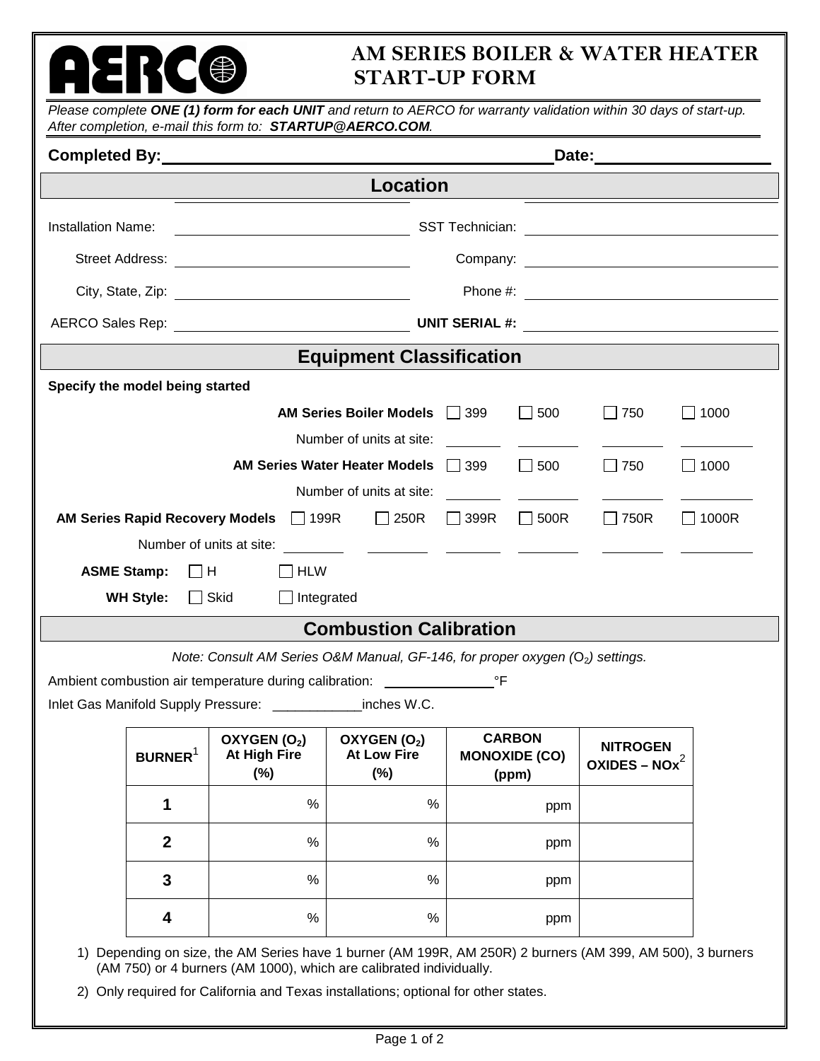# AERCO

## AM SERIES BOILER & WATER HEATER START-UP FORM

*Please complete **ONE (1) form for each UNIT** and return to AERCO for warranty validation within 30 days of start-up. After completion, e-mail this form to: **STARTUP@AERCO.COM**.*

**Completed By:** ______________________________ **Date:** ______________

## Location

| | | | |
|---|---|---|---|
| Installation Name: | | SST Technician: | |
| Street Address: | | Company: | |
| City, State, Zip: | | Phone #: | |
| AERCO Sales Rep: | | **UNIT SERIAL #:** | |

## Equipment Classification

**Specify the model being started**

| | | | | | | |
|---|---|---|---|---|---|---|
| **AM Series Boiler Models** | | | ☐ 399 | ☐ 500 | ☐ 750 | ☐ 1000 |
| Number of units at site: | | | ____ | ____ | ____ | ____ |
| **AM Series Water Heater Models** | | | ☐ 399 | ☐ 500 | ☐ 750 | ☐ 1000 |
| Number of units at site: | | | ____ | ____ | ____ | ____ |
| **AM Series Rapid Recovery Models** | ☐ 199R | ☐ 250R | ☐ 399R | ☐ 500R | ☐ 750R | ☐ 1000R |
| Number of units at site: | ____ | ____ | ____ | ____ | ____ | ____ |

**ASME Stamp:** ☐ H ☐ HLW

**WH Style:** ☐ Skid ☐ Integrated

## Combustion Calibration

*Note: Consult AM Series O&M Manual, GF-146, for proper oxygen ($O_2$) settings.*

Ambient combustion air temperature during calibration: ______________ °F

Inlet Gas Manifold Supply Pressure: ____________inches W.C.

| BURNER[1] | OXYGEN ($O_2$) At High Fire (%) | OXYGEN ($O_2$) At Low Fire (%) | CARBON MONOXIDE (CO) (ppm) | NITROGEN OXIDES – NOx[2] |
|---|---|---|---|---|
| **1** | % | % | ppm | |
| **2** | % | % | ppm | |
| **3** | % | % | ppm | |
| **4** | % | % | ppm | |

1) Depending on size, the AM Series have 1 burner (AM 199R, AM 250R) 2 burners (AM 399, AM 500), 3 burners (AM 750) or 4 burners (AM 1000), which are calibrated individually.
2) Only required for California and Texas installations; optional for other states.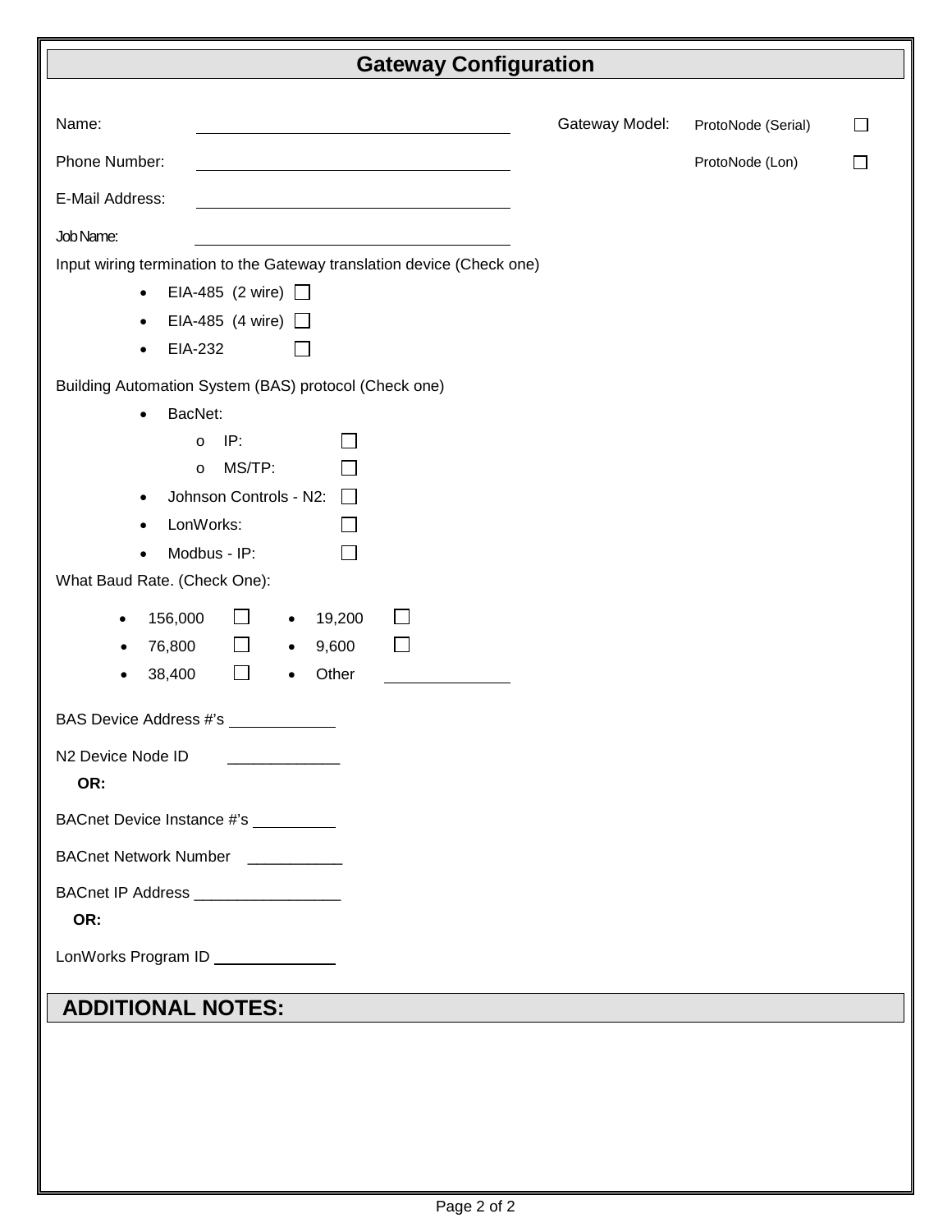# Gateway Configuration

Name: ______________________________

Phone Number: ______________________________

E-Mail Address: ______________________________

Job Name: ______________________________

Gateway Model:
- ProtoNode (Serial) ☐
- ProtoNode (Lon) ☐

Input wiring termination to the Gateway translation device (Check one)

- EIA-485 (2 wire) ☐
- EIA-485 (4 wire) ☐
- EIA-232 ☐

Building Automation System (BAS) protocol (Check one)

- BacNet:
  - IP: ☐
  - MS/TP: ☐
- Johnson Controls - N2: ☐
- LonWorks: ☐
- Modbus - IP: ☐

What Baud Rate. (Check One):

- 156,000 ☐
- 76,800 ☐
- 38,400 ☐
- 19,200 ☐
- 9,600 ☐
- Other ______________

BAS Device Address #'s ____________

N2 Device Node ID ____________

**OR:**

BACnet Device Instance #'s __________

BACnet Network Number ___________

BACnet IP Address _________________

**OR:**

LonWorks Program ID ______________

## ADDITIONAL NOTES: